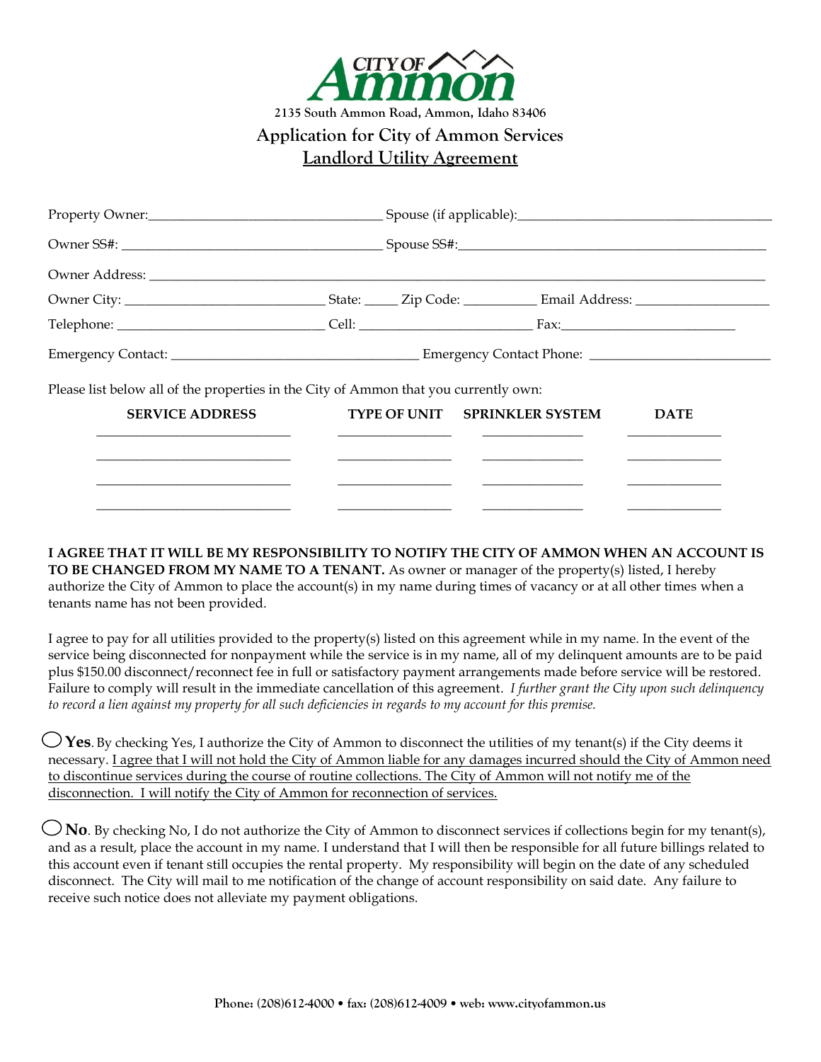CITY OF Ammon

2135 South Ammon Road, Ammon, Idaho 83406

# Application for City of Ammon Services

## Landlord Utility Agreement

Property Owner:______________________________ Spouse (if applicable):______________________________

Owner SS#: ______________________________ Spouse SS#:______________________________

Owner Address: ____________________________________________________________

Owner City: ______________________ State: _____ Zip Code: __________ Email Address: ________________

Telephone: ______________________ Cell: ____________________ Fax:____________________

Emergency Contact: ______________________________ Emergency Contact Phone: ______________________

Please list below all of the properties in the City of Ammon that you currently own:

| SERVICE ADDRESS | TYPE OF UNIT | SPRINKLER SYSTEM | DATE |
|---|---|---|---|
| | | | |
| | | | |
| | | | |
| | | | |

**I AGREE THAT IT WILL BE MY RESPONSIBILITY TO NOTIFY THE CITY OF AMMON WHEN AN ACCOUNT IS TO BE CHANGED FROM MY NAME TO A TENANT.** As owner or manager of the property(s) listed, I hereby authorize the City of Ammon to place the account(s) in my name during times of vacancy or at all other times when a tenants name has not been provided.

I agree to pay for all utilities provided to the property(s) listed on this agreement while in my name. In the event of the service being disconnected for nonpayment while the service is in my name, all of my delinquent amounts are to be paid plus $150.00 disconnect/reconnect fee in full or satisfactory payment arrangements made before service will be restored. Failure to comply will result in the immediate cancellation of this agreement. *I further grant the City upon such delinquency to record a lien against my property for all such deficiencies in regards to my account for this premise.*

◯ **Yes**. By checking Yes, I authorize the City of Ammon to disconnect the utilities of my tenant(s) if the City deems it necessary. I agree that I will not hold the City of Ammon liable for any damages incurred should the City of Ammon need to discontinue services during the course of routine collections. The City of Ammon will not notify me of the disconnection. I will notify the City of Ammon for reconnection of services.

◯ **No**. By checking No, I do not authorize the City of Ammon to disconnect services if collections begin for my tenant(s), and as a result, place the account in my name. I understand that I will then be responsible for all future billings related to this account even if tenant still occupies the rental property. My responsibility will begin on the date of any scheduled disconnect. The City will mail to me notification of the change of account responsibility on said date. Any failure to receive such notice does not alleviate my payment obligations.

Phone: (208)612-4000 • fax: (208)612-4009 • web: www.cityofammon.us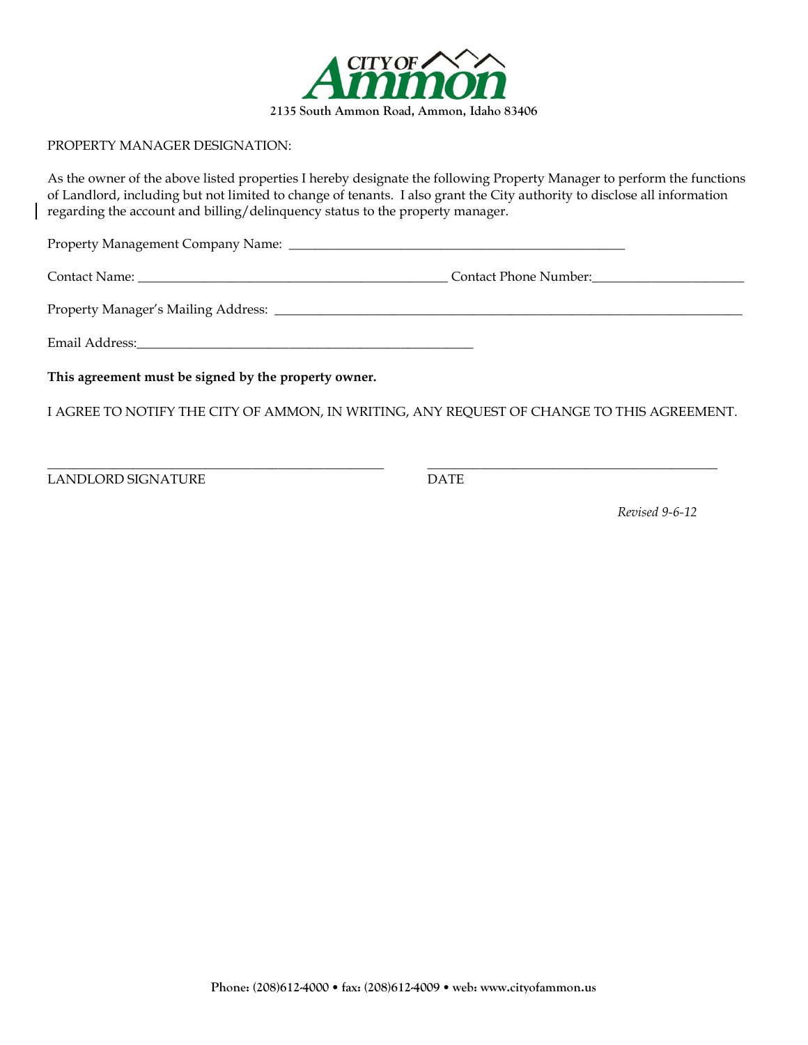CITY OF Ammon

2135 South Ammon Road, Ammon, Idaho 83406

PROPERTY MANAGER DESIGNATION:

As the owner of the above listed properties I hereby designate the following Property Manager to perform the functions of Landlord, including but not limited to change of tenants. I also grant the City authority to disclose all information regarding the account and billing/delinquency status to the property manager.

Property Management Company Name: ____________________________________________________

Contact Name: ________________________________________________ Contact Phone Number:________________________

Property Manager's Mailing Address: ________________________________________________________________________

Email Address:_____________________________________________________

**This agreement must be signed by the property owner.**

I AGREE TO NOTIFY THE CITY OF AMMON, IN WRITING, ANY REQUEST OF CHANGE TO THIS AGREEMENT.

_____________________________________________________ _____________________________________________

LANDLORD SIGNATURE DATE

*Revised 9-6-12*

Phone: (208)612-4000 • fax: (208)612-4009 • web: www.cityofammon.us